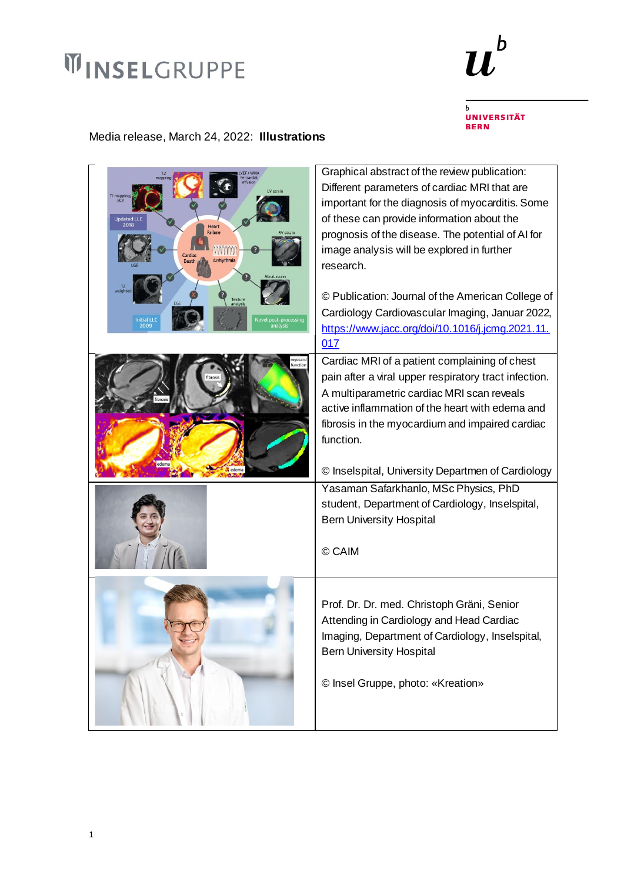Media release, March 24, 2022: **Illustrations**

| | |
|---|---|
| | Graphical abstract of the review publication: Different parameters of cardiac MRI that are important for the diagnosis of myocarditis. Some of these can provide information about the prognosis of the disease. The potential of AI for image analysis will be explored in further research.<br><br>© Publication: Journal of the American College of Cardiology Cardiovascular Imaging, Januar 2022, [https://www.jacc.org/doi/10.1016/j.jcmg.2021.11.017](https://www.jacc.org/doi/10.1016/j.jcmg.2021.11.017) |
| | Cardiac MRI of a patient complaining of chest pain after a viral upper respiratory tract infection. A multiparametric cardiac MRI scan reveals active inflammation of the heart with edema and fibrosis in the myocardium and impaired cardiac function.<br><br>© Inselspital, University Departmen of Cardiology |
| | Yasaman Safarkhanlo, MSc Physics, PhD student, Department of Cardiology, Inselspital, Bern University Hospital<br><br>© CAIM |
| | Prof. Dr. Dr. med. Christoph Gräni, Senior Attending in Cardiology and Head Cardiac Imaging, Department of Cardiology, Inselspital, Bern University Hospital<br><br>© Insel Gruppe, photo: «Kreation» |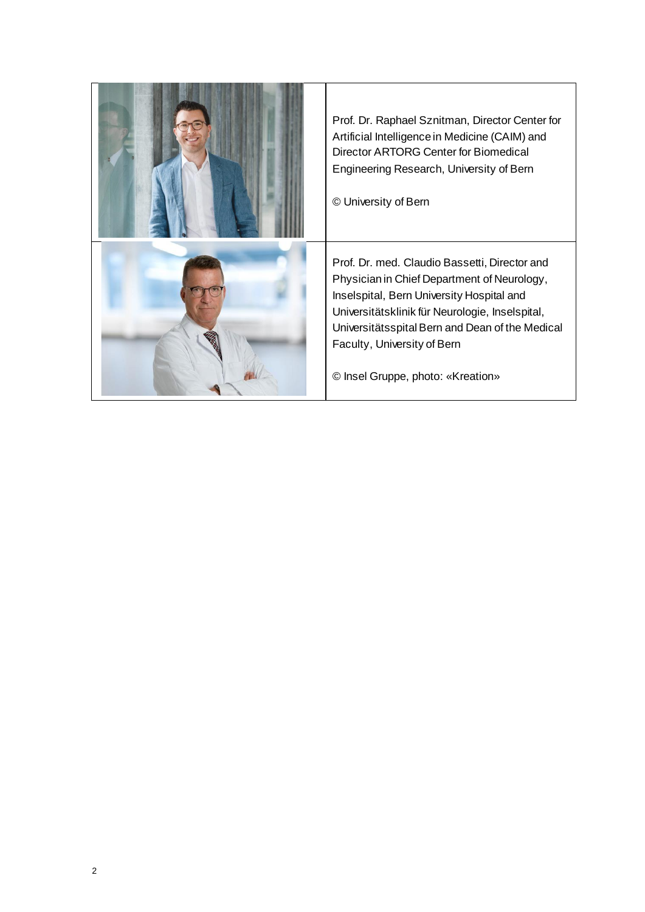| | |
|---|---|
| | Prof. Dr. Raphael Sznitman, Director Center for Artificial Intelligence in Medicine (CAIM) and Director ARTORG Center for Biomedical Engineering Research, University of Bern<br><br>© University of Bern |
| | Prof. Dr. med. Claudio Bassetti, Director and Physician in Chief Department of Neurology, Inselspital, Bern University Hospital and Universitätsklinik für Neurologie, Inselspital, Universitätsspital Bern and Dean of the Medical Faculty, University of Bern<br><br>© Insel Gruppe, photo: «Kreation» |